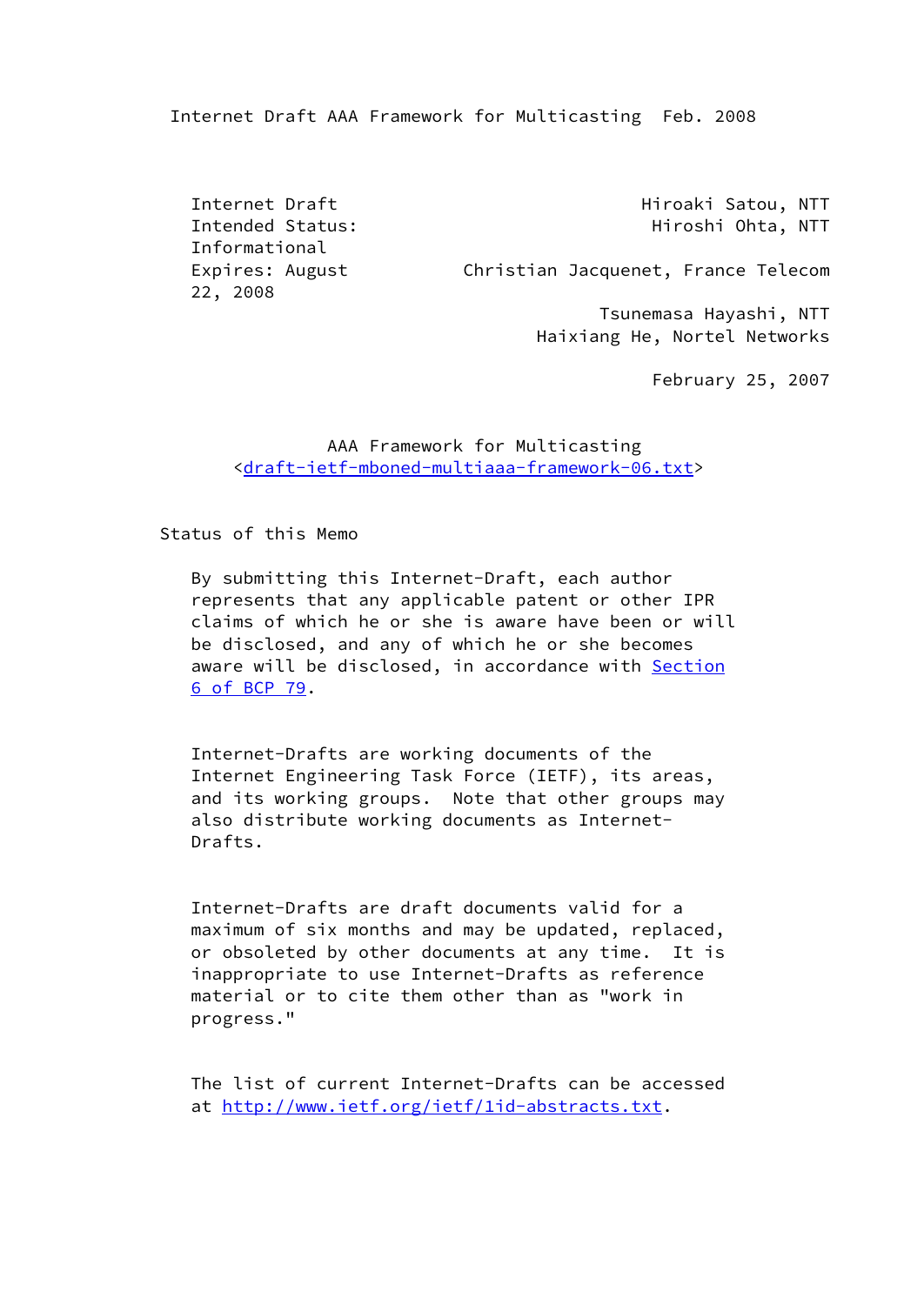Internet Draft                                   Hiroaki Satou, NTT
Intended Status: Informational                    Hiroshi Ohta, NTT
Expires: August 22, 2008          Christian Jacquenet, France Telecom
                                              Tsunemasa Hayashi, NTT
                                          Haixiang He, Nortel Networks

February 25, 2007

# AAA Framework for Multicasting

<draft-ietf-mboned-multiaaa-framework-06.txt>

## Status of this Memo

By submitting this Internet-Draft, each author represents that any applicable patent or other IPR claims of which he or she is aware have been or will be disclosed, and any of which he or she becomes aware will be disclosed, in accordance with Section 6 of BCP 79.

Internet-Drafts are working documents of the Internet Engineering Task Force (IETF), its areas, and its working groups. Note that other groups may also distribute working documents as Internet-Drafts.

Internet-Drafts are draft documents valid for a maximum of six months and may be updated, replaced, or obsoleted by other documents at any time. It is inappropriate to use Internet-Drafts as reference material or to cite them other than as "work in progress."

The list of current Internet-Drafts can be accessed at http://www.ietf.org/ietf/1id-abstracts.txt.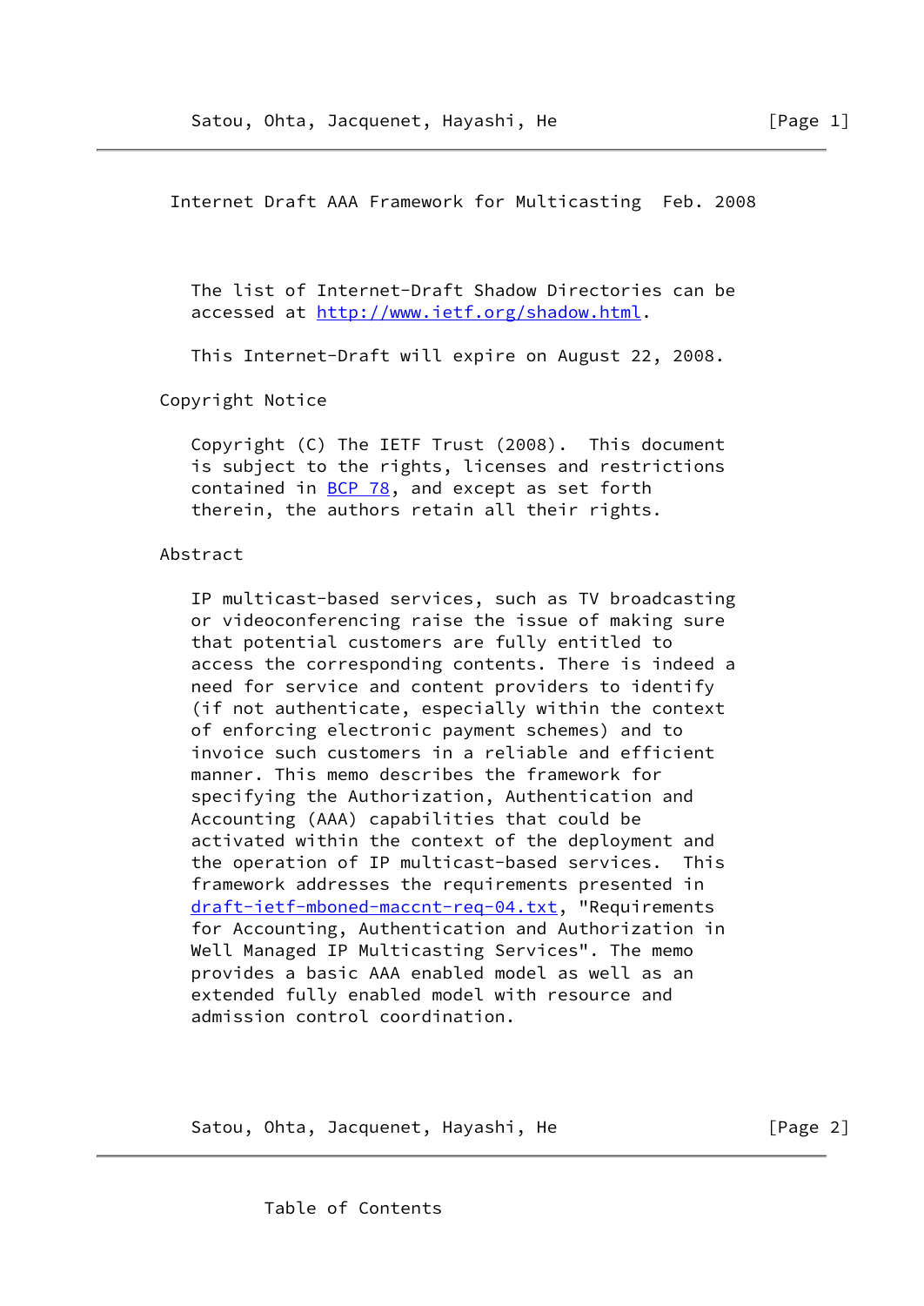The list of Internet-Draft Shadow Directories can be accessed at http://www.ietf.org/shadow.html.

This Internet-Draft will expire on August 22, 2008.

## Copyright Notice

Copyright (C) The IETF Trust (2008). This document is subject to the rights, licenses and restrictions contained in BCP 78, and except as set forth therein, the authors retain all their rights.

## Abstract

IP multicast-based services, such as TV broadcasting or videoconferencing raise the issue of making sure that potential customers are fully entitled to access the corresponding contents. There is indeed a need for service and content providers to identify (if not authenticate, especially within the context of enforcing electronic payment schemes) and to invoice such customers in a reliable and efficient manner. This memo describes the framework for specifying the Authorization, Authentication and Accounting (AAA) capabilities that could be activated within the context of the deployment and the operation of IP multicast-based services. This framework addresses the requirements presented in draft-ietf-mboned-maccnt-req-04.txt, "Requirements for Accounting, Authentication and Authorization in Well Managed IP Multicasting Services". The memo provides a basic AAA enabled model as well as an extended fully enabled model with resource and admission control coordination.

## Table of Contents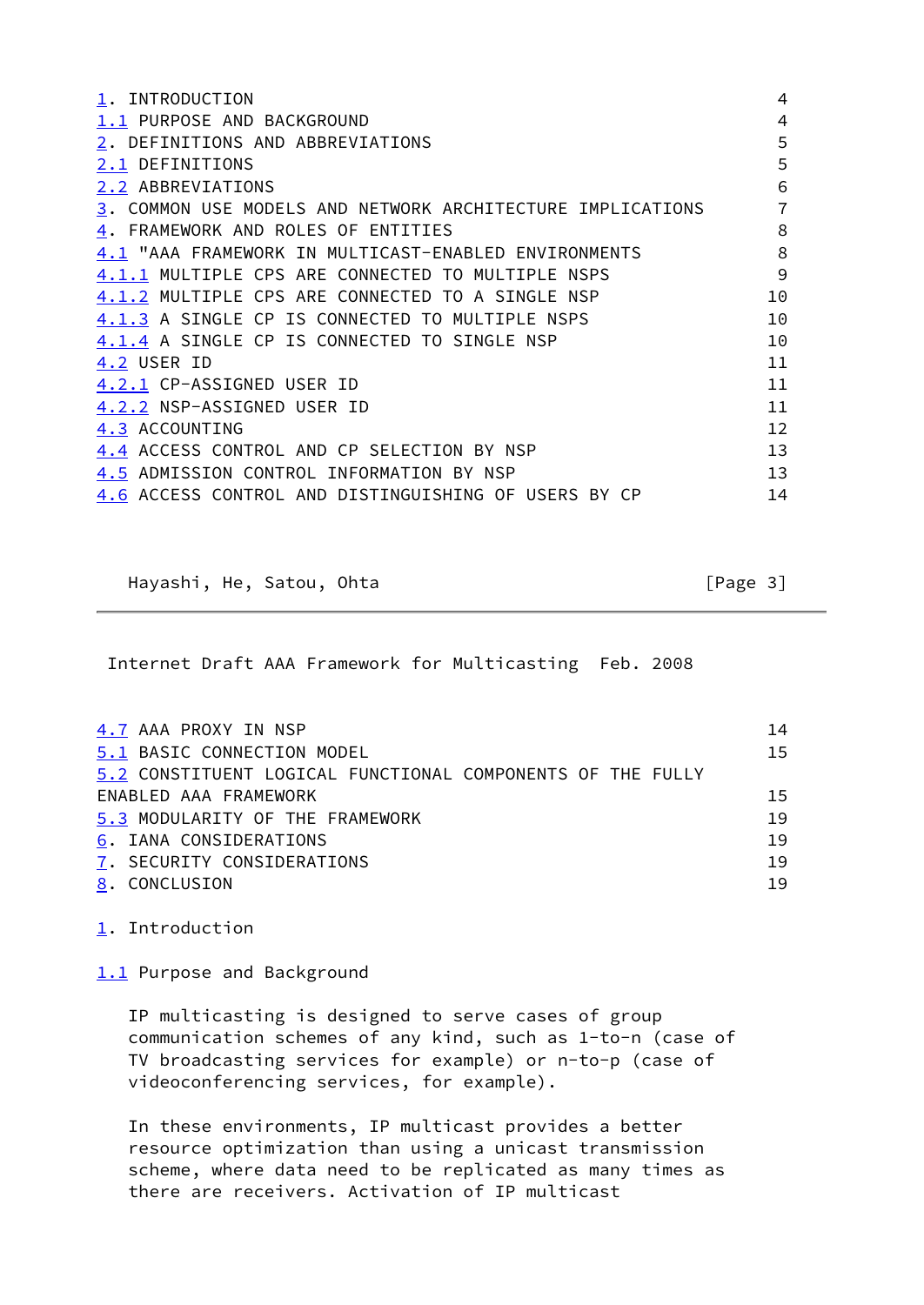1. INTRODUCTION 4
1.1 PURPOSE AND BACKGROUND 4
2. DEFINITIONS AND ABBREVIATIONS 5
2.1 DEFINITIONS 5
2.2 ABBREVIATIONS 6
3. COMMON USE MODELS AND NETWORK ARCHITECTURE IMPLICATIONS 7
4. FRAMEWORK AND ROLES OF ENTITIES 8
4.1 "AAA FRAMEWORK IN MULTICAST-ENABLED ENVIRONMENTS 8
4.1.1 MULTIPLE CPS ARE CONNECTED TO MULTIPLE NSPS 9
4.1.2 MULTIPLE CPS ARE CONNECTED TO A SINGLE NSP 10
4.1.3 A SINGLE CP IS CONNECTED TO MULTIPLE NSPS 10
4.1.4 A SINGLE CP IS CONNECTED TO SINGLE NSP 10
4.2 USER ID 11
4.2.1 CP-ASSIGNED USER ID 11
4.2.2 NSP-ASSIGNED USER ID 11
4.3 ACCOUNTING 12
4.4 ACCESS CONTROL AND CP SELECTION BY NSP 13
4.5 ADMISSION CONTROL INFORMATION BY NSP 13
4.6 ACCESS CONTROL AND DISTINGUISHING OF USERS BY CP 14
4.7 AAA PROXY IN NSP 14
5.1 BASIC CONNECTION MODEL 15
5.2 CONSTITUENT LOGICAL FUNCTIONAL COMPONENTS OF THE FULLY ENABLED AAA FRAMEWORK 15
5.3 MODULARITY OF THE FRAMEWORK 19
6. IANA CONSIDERATIONS 19
7. SECURITY CONSIDERATIONS 19
8. CONCLUSION 19

# 1. Introduction

## 1.1 Purpose and Background

IP multicasting is designed to serve cases of group communication schemes of any kind, such as 1-to-n (case of TV broadcasting services for example) or n-to-p (case of videoconferencing services, for example).

In these environments, IP multicast provides a better resource optimization than using a unicast transmission scheme, where data need to be replicated as many times as there are receivers. Activation of IP multicast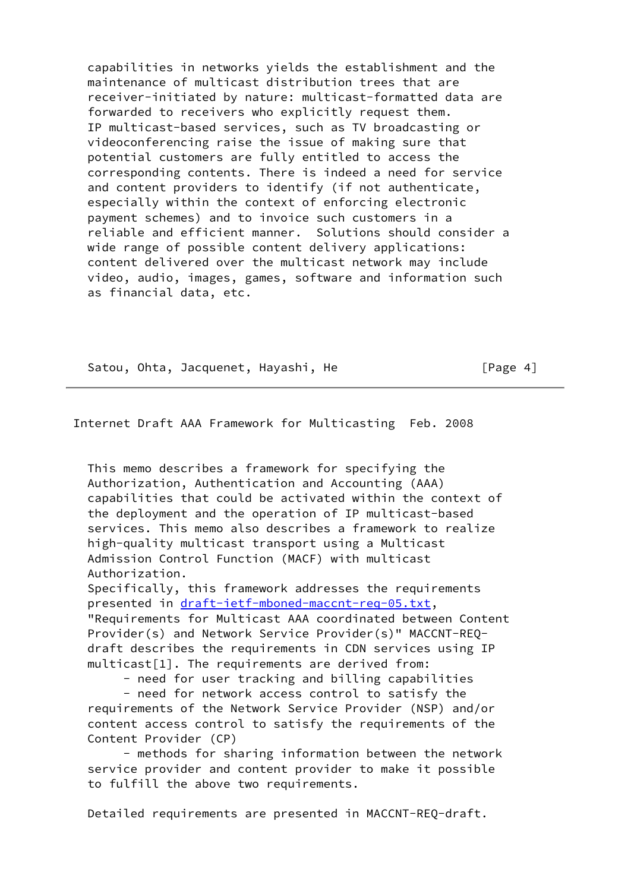capabilities in networks yields the establishment and the maintenance of multicast distribution trees that are receiver-initiated by nature: multicast-formatted data are forwarded to receivers who explicitly request them. IP multicast-based services, such as TV broadcasting or videoconferencing raise the issue of making sure that potential customers are fully entitled to access the corresponding contents. There is indeed a need for service and content providers to identify (if not authenticate, especially within the context of enforcing electronic payment schemes) and to invoice such customers in a reliable and efficient manner. Solutions should consider a wide range of possible content delivery applications: content delivered over the multicast network may include video, audio, images, games, software and information such as financial data, etc.

This memo describes a framework for specifying the Authorization, Authentication and Accounting (AAA) capabilities that could be activated within the context of the deployment and the operation of IP multicast-based services. This memo also describes a framework to realize high-quality multicast transport using a Multicast Admission Control Function (MACF) with multicast Authorization.
Specifically, this framework addresses the requirements presented in draft-ietf-mboned-maccnt-req-05.txt, "Requirements for Multicast AAA coordinated between Content Provider(s) and Network Service Provider(s)" MACCNT-REQ-draft describes the requirements in CDN services using IP multicast[1]. The requirements are derived from:

- need for user tracking and billing capabilities
- need for network access control to satisfy the requirements of the Network Service Provider (NSP) and/or content access control to satisfy the requirements of the Content Provider (CP)
- methods for sharing information between the network service provider and content provider to make it possible to fulfill the above two requirements.

Detailed requirements are presented in MACCNT-REQ-draft.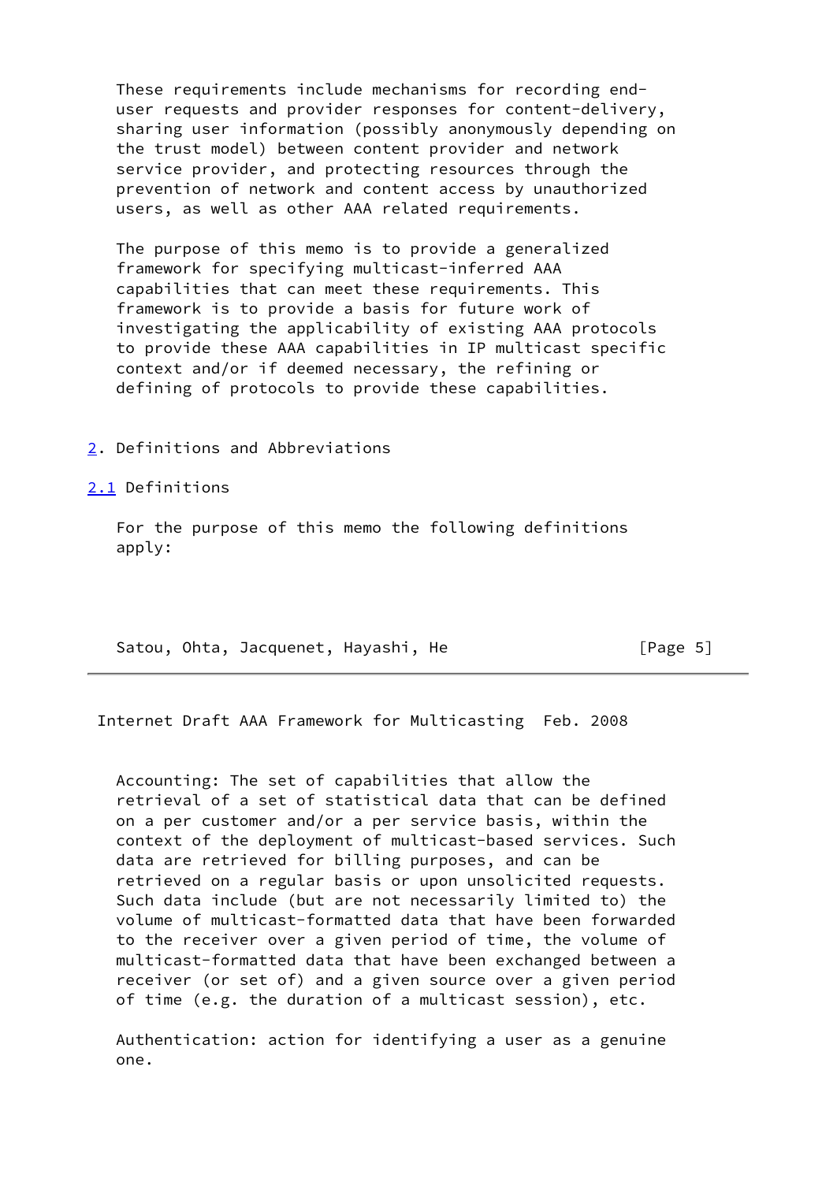These requirements include mechanisms for recording end-user requests and provider responses for content-delivery, sharing user information (possibly anonymously depending on the trust model) between content provider and network service provider, and protecting resources through the prevention of network and content access by unauthorized users, as well as other AAA related requirements.

The purpose of this memo is to provide a generalized framework for specifying multicast-inferred AAA capabilities that can meet these requirements. This framework is to provide a basis for future work of investigating the applicability of existing AAA protocols to provide these AAA capabilities in IP multicast specific context and/or if deemed necessary, the refining or defining of protocols to provide these capabilities.

## 2. Definitions and Abbreviations

### 2.1 Definitions

For the purpose of this memo the following definitions apply:

Accounting: The set of capabilities that allow the retrieval of a set of statistical data that can be defined on a per customer and/or a per service basis, within the context of the deployment of multicast-based services. Such data are retrieved for billing purposes, and can be retrieved on a regular basis or upon unsolicited requests. Such data include (but are not necessarily limited to) the volume of multicast-formatted data that have been forwarded to the receiver over a given period of time, the volume of multicast-formatted data that have been exchanged between a receiver (or set of) and a given source over a given period of time (e.g. the duration of a multicast session), etc.

Authentication: action for identifying a user as a genuine one.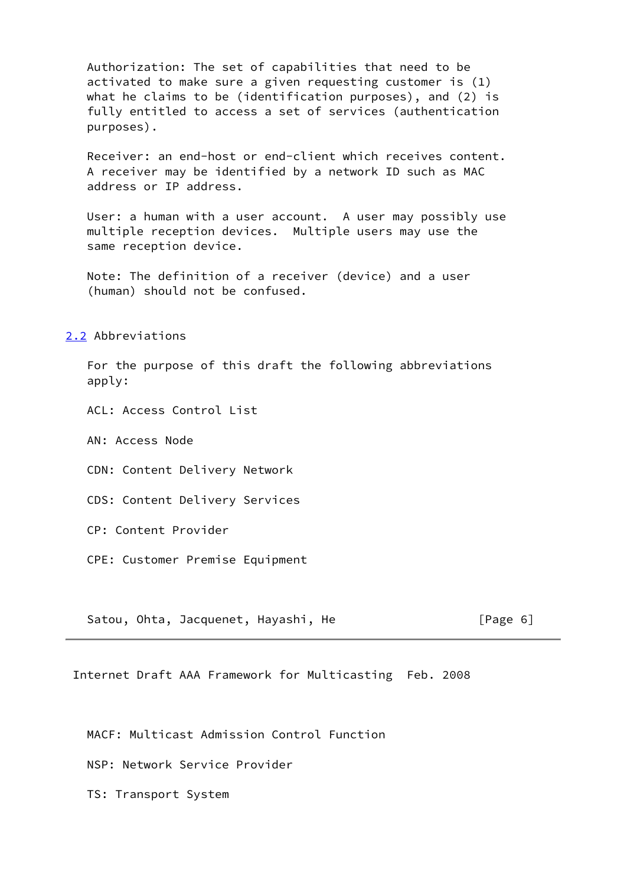Authorization: The set of capabilities that need to be activated to make sure a given requesting customer is (1) what he claims to be (identification purposes), and (2) is fully entitled to access a set of services (authentication purposes).

Receiver: an end-host or end-client which receives content. A receiver may be identified by a network ID such as MAC address or IP address.

User: a human with a user account. A user may possibly use multiple reception devices. Multiple users may use the same reception device.

Note: The definition of a receiver (device) and a user (human) should not be confused.

## 2.2 Abbreviations

For the purpose of this draft the following abbreviations apply:

ACL: Access Control List

AN: Access Node

CDN: Content Delivery Network

CDS: Content Delivery Services

CP: Content Provider

CPE: Customer Premise Equipment

MACF: Multicast Admission Control Function

NSP: Network Service Provider

TS: Transport System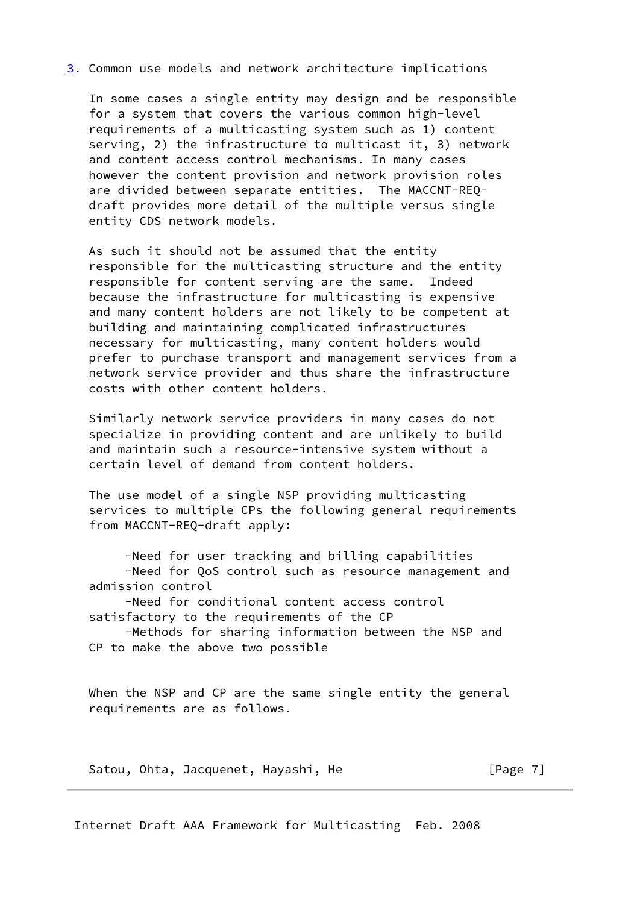## 3. Common use models and network architecture implications

In some cases a single entity may design and be responsible for a system that covers the various common high-level requirements of a multicasting system such as 1) content serving, 2) the infrastructure to multicast it, 3) network and content access control mechanisms. In many cases however the content provision and network provision roles are divided between separate entities. The MACCNT-REQ-draft provides more detail of the multiple versus single entity CDS network models.

As such it should not be assumed that the entity responsible for the multicasting structure and the entity responsible for content serving are the same. Indeed because the infrastructure for multicasting is expensive and many content holders are not likely to be competent at building and maintaining complicated infrastructures necessary for multicasting, many content holders would prefer to purchase transport and management services from a network service provider and thus share the infrastructure costs with other content holders.

Similarly network service providers in many cases do not specialize in providing content and are unlikely to build and maintain such a resource-intensive system without a certain level of demand from content holders.

The use model of a single NSP providing multicasting services to multiple CPs the following general requirements from MACCNT-REQ-draft apply:

- Need for user tracking and billing capabilities
- Need for QoS control such as resource management and admission control
- Need for conditional content access control satisfactory to the requirements of the CP
- Methods for sharing information between the NSP and CP to make the above two possible

When the NSP and CP are the same single entity the general requirements are as follows.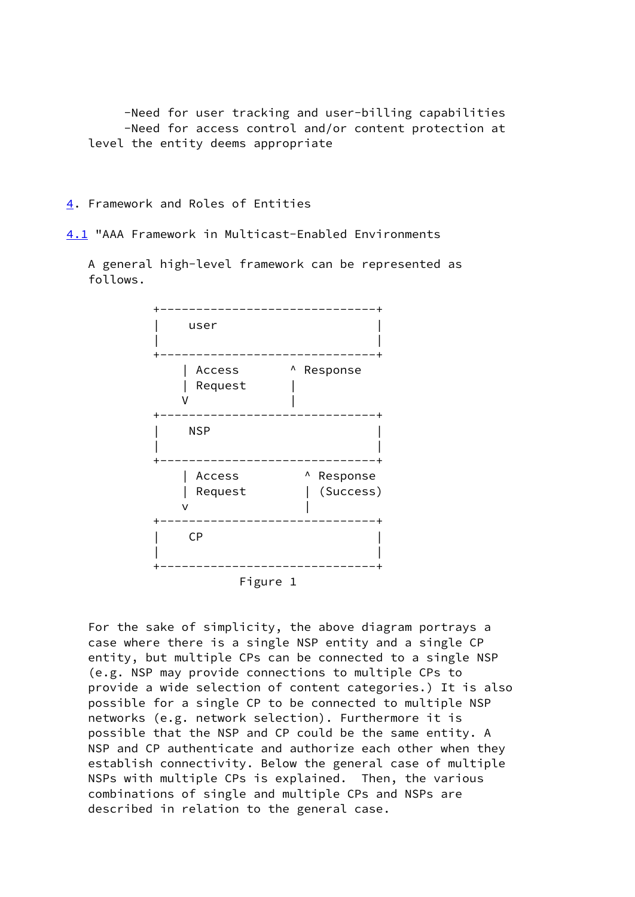-Need for user tracking and user-billing capabilities
-Need for access control and/or content protection at level the entity deems appropriate

## 4. Framework and Roles of Entities

### 4.1 "AAA Framework in Multicast-Enabled Environments

A general high-level framework can be represented as follows.

```
          +------------------------------+
          |    user                      |
          |                              |
          +------------------------------+
              | Access        ^ Response
              | Request       |
              V               |
          +------------------------------+
          |    NSP                       |
          |                              |
          +------------------------------+
              | Access          ^ Response
              | Request         | (Success)
              v                 |
          +------------------------------+
          |    CP                        |
          |                              |
          +------------------------------+
```

Figure 1

For the sake of simplicity, the above diagram portrays a case where there is a single NSP entity and a single CP entity, but multiple CPs can be connected to a single NSP (e.g. NSP may provide connections to multiple CPs to provide a wide selection of content categories.) It is also possible for a single CP to be connected to multiple NSP networks (e.g. network selection). Furthermore it is possible that the NSP and CP could be the same entity. A NSP and CP authenticate and authorize each other when they establish connectivity. Below the general case of multiple NSPs with multiple CPs is explained. Then, the various combinations of single and multiple CPs and NSPs are described in relation to the general case.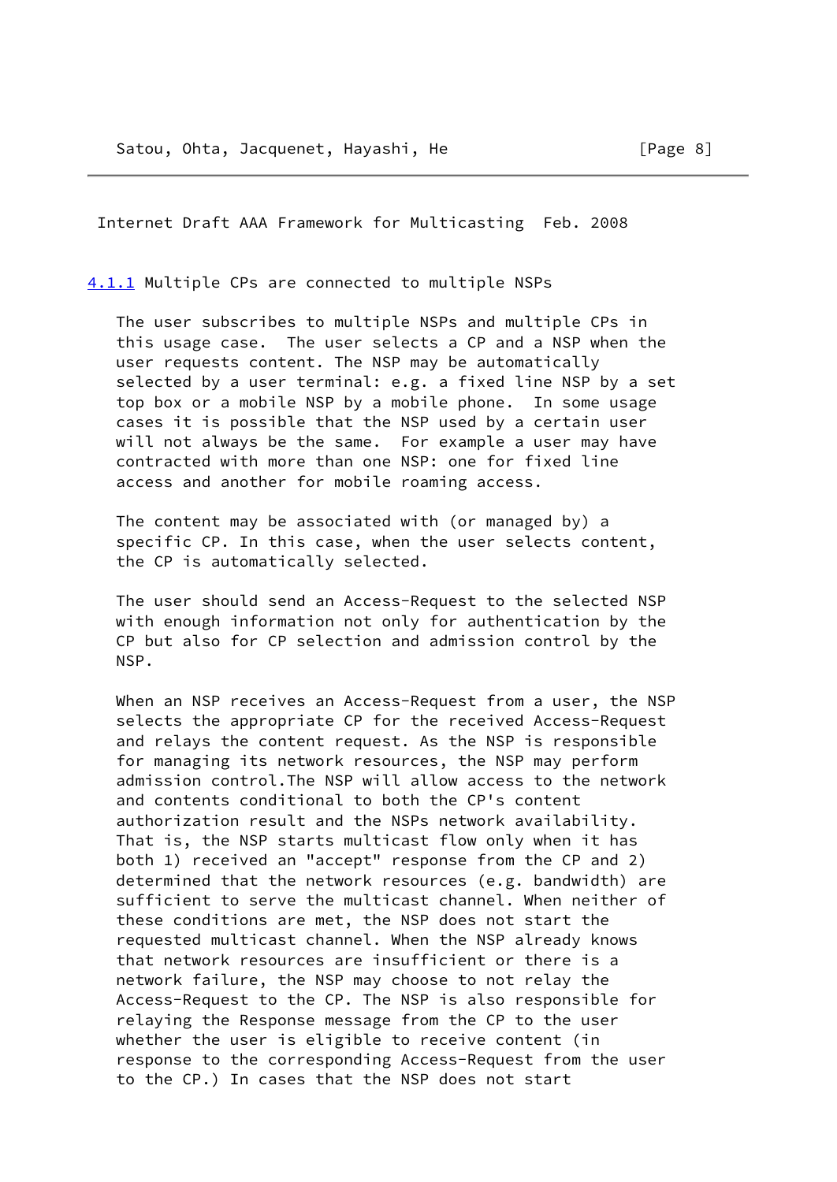#### 4.1.1 Multiple CPs are connected to multiple NSPs

The user subscribes to multiple NSPs and multiple CPs in this usage case. The user selects a CP and a NSP when the user requests content. The NSP may be automatically selected by a user terminal: e.g. a fixed line NSP by a set top box or a mobile NSP by a mobile phone. In some usage cases it is possible that the NSP used by a certain user will not always be the same. For example a user may have contracted with more than one NSP: one for fixed line access and another for mobile roaming access.

The content may be associated with (or managed by) a specific CP. In this case, when the user selects content, the CP is automatically selected.

The user should send an Access-Request to the selected NSP with enough information not only for authentication by the CP but also for CP selection and admission control by the NSP.

When an NSP receives an Access-Request from a user, the NSP selects the appropriate CP for the received Access-Request and relays the content request. As the NSP is responsible for managing its network resources, the NSP may perform admission control.The NSP will allow access to the network and contents conditional to both the CP's content authorization result and the NSPs network availability. That is, the NSP starts multicast flow only when it has both 1) received an "accept" response from the CP and 2) determined that the network resources (e.g. bandwidth) are sufficient to serve the multicast channel. When neither of these conditions are met, the NSP does not start the requested multicast channel. When the NSP already knows that network resources are insufficient or there is a network failure, the NSP may choose to not relay the Access-Request to the CP. The NSP is also responsible for relaying the Response message from the CP to the user whether the user is eligible to receive content (in response to the corresponding Access-Request from the user to the CP.) In cases that the NSP does not start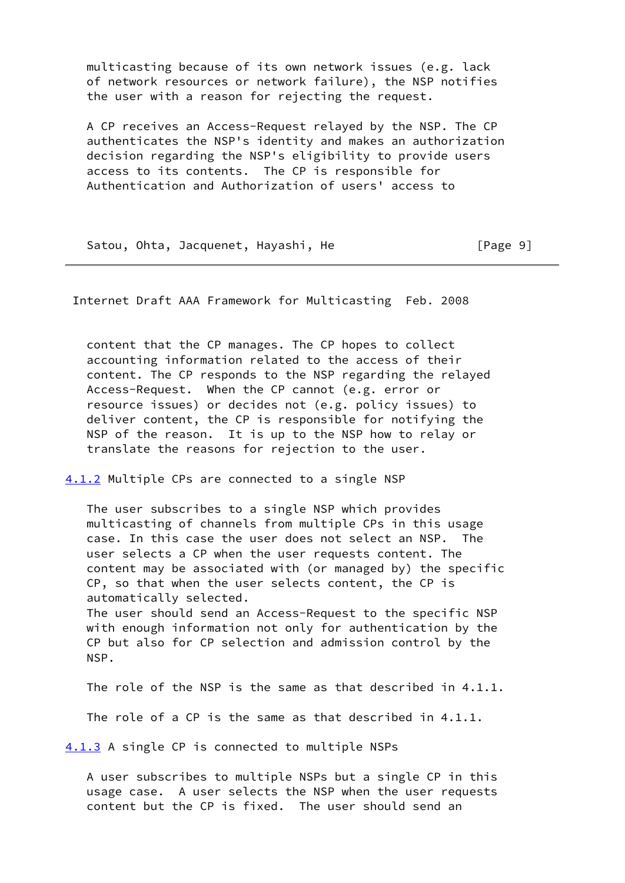multicasting because of its own network issues (e.g. lack of network resources or network failure), the NSP notifies the user with a reason for rejecting the request.

A CP receives an Access-Request relayed by the NSP. The CP authenticates the NSP's identity and makes an authorization decision regarding the NSP's eligibility to provide users access to its contents. The CP is responsible for Authentication and Authorization of users' access to content that the CP manages. The CP hopes to collect accounting information related to the access of their content. The CP responds to the NSP regarding the relayed Access-Request. When the CP cannot (e.g. error or resource issues) or decides not (e.g. policy issues) to deliver content, the CP is responsible for notifying the NSP of the reason. It is up to the NSP how to relay or translate the reasons for rejection to the user.

### 4.1.2 Multiple CPs are connected to a single NSP

The user subscribes to a single NSP which provides multicasting of channels from multiple CPs in this usage case. In this case the user does not select an NSP. The user selects a CP when the user requests content. The content may be associated with (or managed by) the specific CP, so that when the user selects content, the CP is automatically selected.
The user should send an Access-Request to the specific NSP with enough information not only for authentication by the CP but also for CP selection and admission control by the NSP.

The role of the NSP is the same as that described in 4.1.1.

The role of a CP is the same as that described in 4.1.1.

### 4.1.3 A single CP is connected to multiple NSPs

A user subscribes to multiple NSPs but a single CP in this usage case. A user selects the NSP when the user requests content but the CP is fixed. The user should send an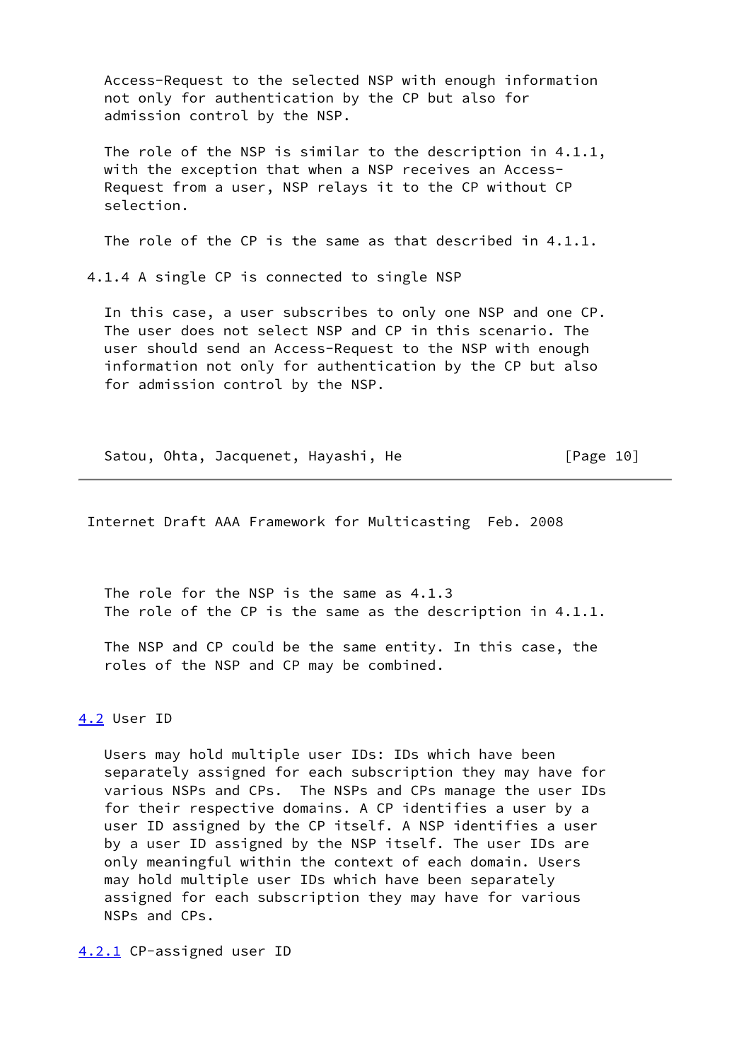Access-Request to the selected NSP with enough information not only for authentication by the CP but also for admission control by the NSP.

The role of the NSP is similar to the description in 4.1.1, with the exception that when a NSP receives an Access-Request from a user, NSP relays it to the CP without CP selection.

The role of the CP is the same as that described in 4.1.1.

#### 4.1.4 A single CP is connected to single NSP

In this case, a user subscribes to only one NSP and one CP. The user does not select NSP and CP in this scenario. The user should send an Access-Request to the NSP with enough information not only for authentication by the CP but also for admission control by the NSP.

The role for the NSP is the same as 4.1.3
The role of the CP is the same as the description in 4.1.1.

The NSP and CP could be the same entity. In this case, the roles of the NSP and CP may be combined.

### 4.2 User ID

Users may hold multiple user IDs: IDs which have been separately assigned for each subscription they may have for various NSPs and CPs. The NSPs and CPs manage the user IDs for their respective domains. A CP identifies a user by a user ID assigned by the CP itself. A NSP identifies a user by a user ID assigned by the NSP itself. The user IDs are only meaningful within the context of each domain. Users may hold multiple user IDs which have been separately assigned for each subscription they may have for various NSPs and CPs.

#### 4.2.1 CP-assigned user ID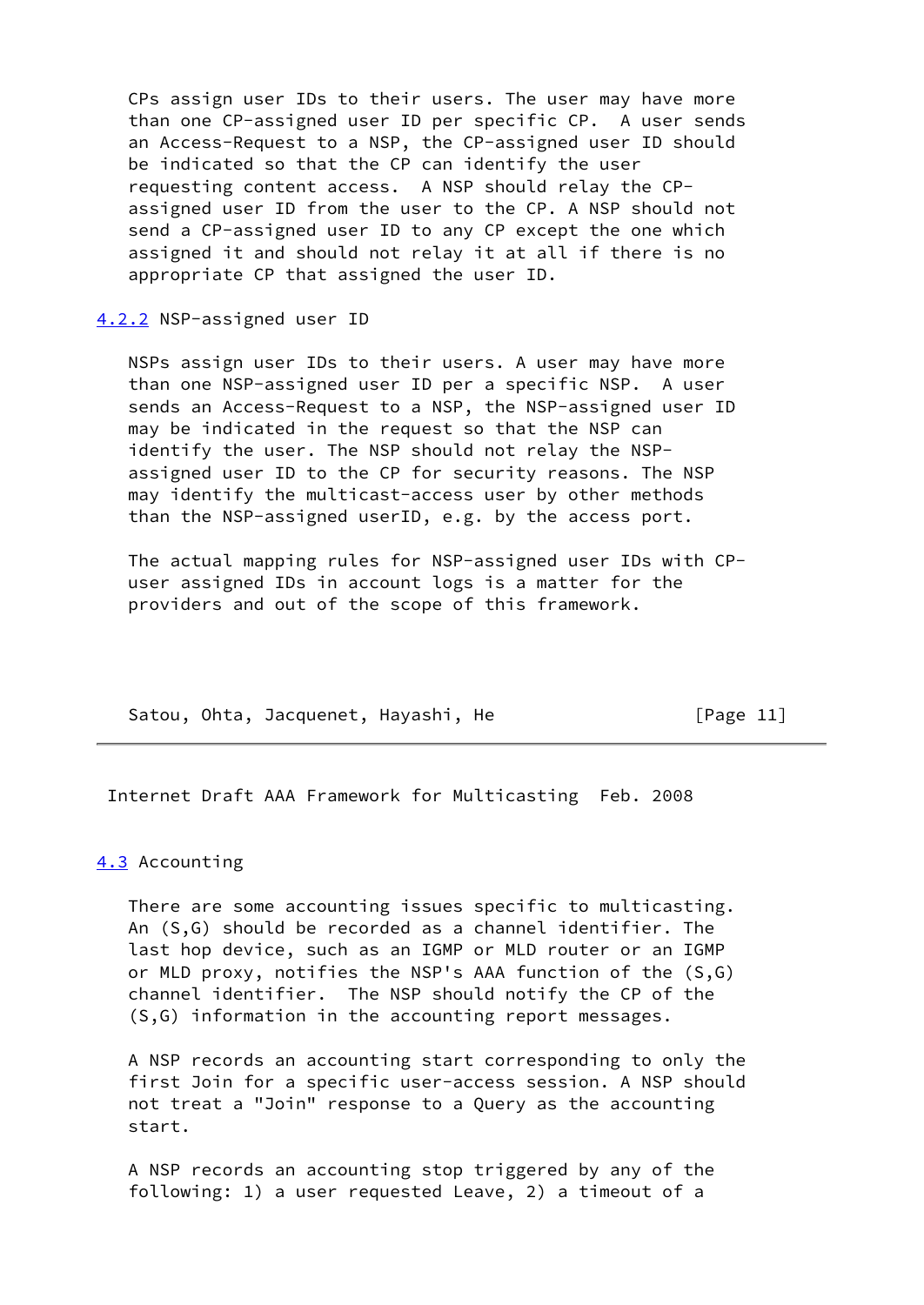CPs assign user IDs to their users. The user may have more than one CP-assigned user ID per specific CP. A user sends an Access-Request to a NSP, the CP-assigned user ID should be indicated so that the CP can identify the user requesting content access. A NSP should relay the CP-assigned user ID from the user to the CP. A NSP should not send a CP-assigned user ID to any CP except the one which assigned it and should not relay it at all if there is no appropriate CP that assigned the user ID.

### 4.2.2 NSP-assigned user ID

NSPs assign user IDs to their users. A user may have more than one NSP-assigned user ID per a specific NSP. A user sends an Access-Request to a NSP, the NSP-assigned user ID may be indicated in the request so that the NSP can identify the user. The NSP should not relay the NSP-assigned user ID to the CP for security reasons. The NSP may identify the multicast-access user by other methods than the NSP-assigned userID, e.g. by the access port.

The actual mapping rules for NSP-assigned user IDs with CP-user assigned IDs in account logs is a matter for the providers and out of the scope of this framework.

## 4.3 Accounting

There are some accounting issues specific to multicasting. An (S,G) should be recorded as a channel identifier. The last hop device, such as an IGMP or MLD router or an IGMP or MLD proxy, notifies the NSP's AAA function of the (S,G) channel identifier. The NSP should notify the CP of the (S,G) information in the accounting report messages.

A NSP records an accounting start corresponding to only the first Join for a specific user-access session. A NSP should not treat a "Join" response to a Query as the accounting start.

A NSP records an accounting stop triggered by any of the following: 1) a user requested Leave, 2) a timeout of a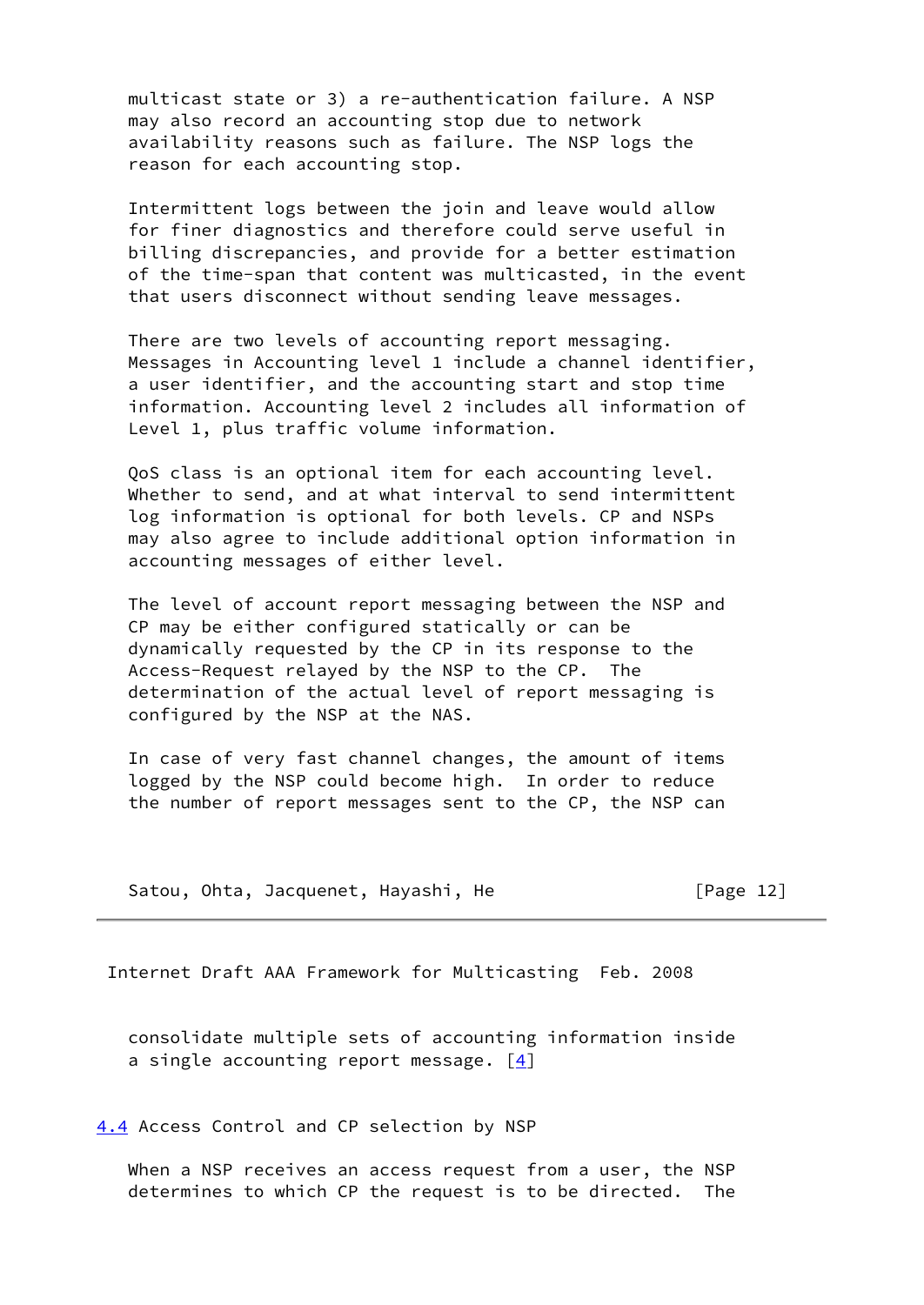multicast state or 3) a re-authentication failure. A NSP may also record an accounting stop due to network availability reasons such as failure. The NSP logs the reason for each accounting stop.

Intermittent logs between the join and leave would allow for finer diagnostics and therefore could serve useful in billing discrepancies, and provide for a better estimation of the time-span that content was multicasted, in the event that users disconnect without sending leave messages.

There are two levels of accounting report messaging. Messages in Accounting level 1 include a channel identifier, a user identifier, and the accounting start and stop time information. Accounting level 2 includes all information of Level 1, plus traffic volume information.

QoS class is an optional item for each accounting level. Whether to send, and at what interval to send intermittent log information is optional for both levels. CP and NSPs may also agree to include additional option information in accounting messages of either level.

The level of account report messaging between the NSP and CP may be either configured statically or can be dynamically requested by the CP in its response to the Access-Request relayed by the NSP to the CP. The determination of the actual level of report messaging is configured by the NSP at the NAS.

In case of very fast channel changes, the amount of items logged by the NSP could become high. In order to reduce the number of report messages sent to the CP, the NSP can consolidate multiple sets of accounting information inside a single accounting report message. [4]

### 4.4 Access Control and CP selection by NSP

When a NSP receives an access request from a user, the NSP determines to which CP the request is to be directed. The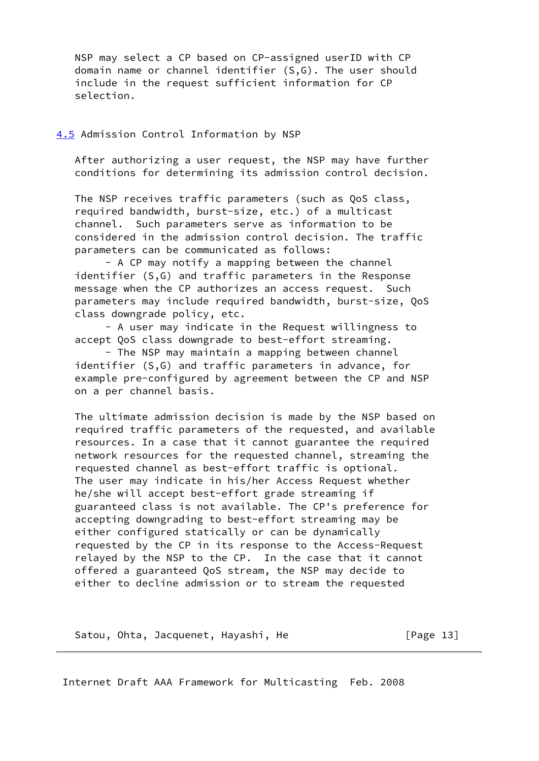NSP may select a CP based on CP-assigned userID with CP domain name or channel identifier (S,G). The user should include in the request sufficient information for CP selection.

### 4.5 Admission Control Information by NSP

After authorizing a user request, the NSP may have further conditions for determining its admission control decision.

The NSP receives traffic parameters (such as QoS class, required bandwidth, burst-size, etc.) of a multicast channel. Such parameters serve as information to be considered in the admission control decision. The traffic parameters can be communicated as follows:

- A CP may notify a mapping between the channel identifier (S,G) and traffic parameters in the Response message when the CP authorizes an access request. Such parameters may include required bandwidth, burst-size, QoS class downgrade policy, etc.
- A user may indicate in the Request willingness to accept QoS class downgrade to best-effort streaming.
- The NSP may maintain a mapping between channel identifier (S,G) and traffic parameters in advance, for example pre-configured by agreement between the CP and NSP on a per channel basis.

The ultimate admission decision is made by the NSP based on required traffic parameters of the requested, and available resources. In a case that it cannot guarantee the required network resources for the requested channel, streaming the requested channel as best-effort traffic is optional. The user may indicate in his/her Access Request whether he/she will accept best-effort grade streaming if guaranteed class is not available. The CP's preference for accepting downgrading to best-effort streaming may be either configured statically or can be dynamically requested by the CP in its response to the Access-Request relayed by the NSP to the CP. In the case that it cannot offered a guaranteed QoS stream, the NSP may decide to either to decline admission or to stream the requested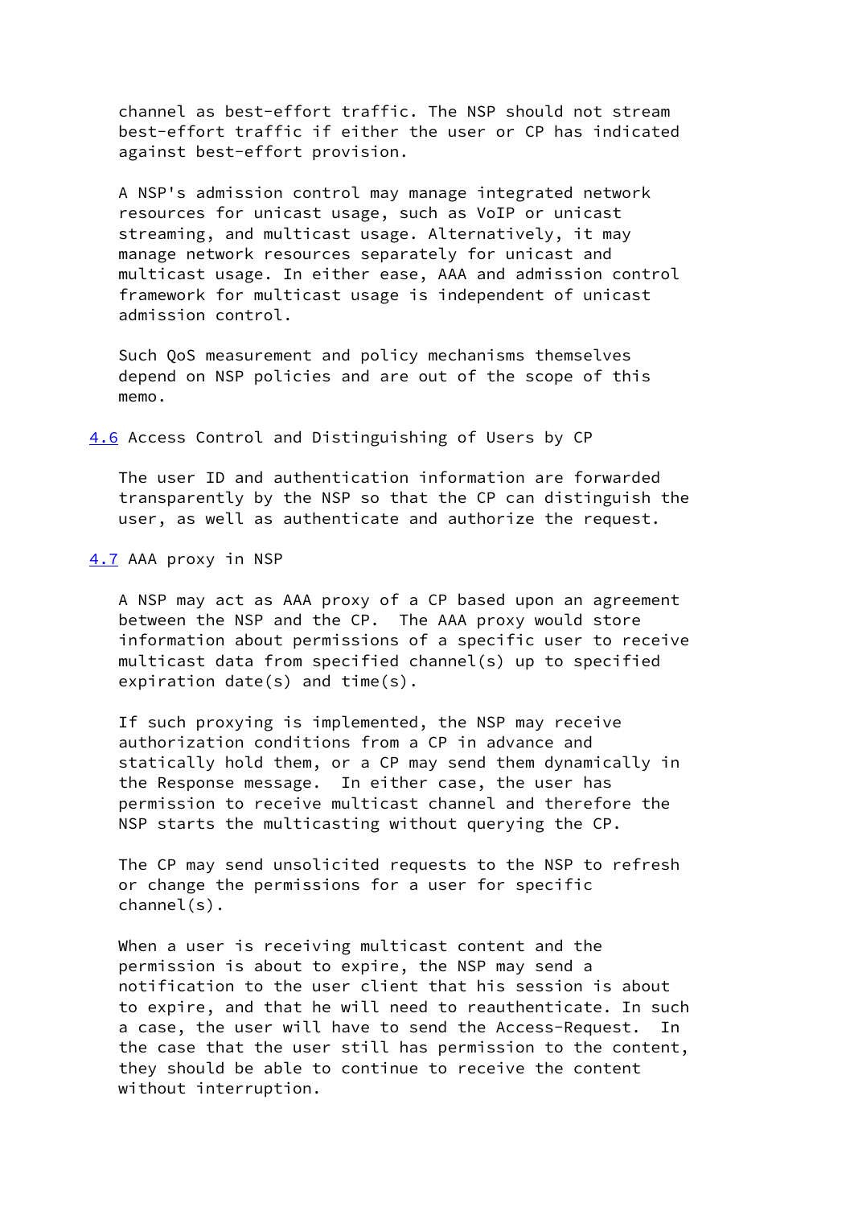channel as best-effort traffic. The NSP should not stream best-effort traffic if either the user or CP has indicated against best-effort provision.

A NSP's admission control may manage integrated network resources for unicast usage, such as VoIP or unicast streaming, and multicast usage. Alternatively, it may manage network resources separately for unicast and multicast usage. In either ease, AAA and admission control framework for multicast usage is independent of unicast admission control.

Such QoS measurement and policy mechanisms themselves depend on NSP policies and are out of the scope of this memo.

### 4.6 Access Control and Distinguishing of Users by CP

The user ID and authentication information are forwarded transparently by the NSP so that the CP can distinguish the user, as well as authenticate and authorize the request.

### 4.7 AAA proxy in NSP

A NSP may act as AAA proxy of a CP based upon an agreement between the NSP and the CP. The AAA proxy would store information about permissions of a specific user to receive multicast data from specified channel(s) up to specified expiration date(s) and time(s).

If such proxying is implemented, the NSP may receive authorization conditions from a CP in advance and statically hold them, or a CP may send them dynamically in the Response message. In either case, the user has permission to receive multicast channel and therefore the NSP starts the multicasting without querying the CP.

The CP may send unsolicited requests to the NSP to refresh or change the permissions for a user for specific channel(s).

When a user is receiving multicast content and the permission is about to expire, the NSP may send a notification to the user client that his session is about to expire, and that he will need to reauthenticate. In such a case, the user will have to send the Access-Request. In the case that the user still has permission to the content, they should be able to continue to receive the content without interruption.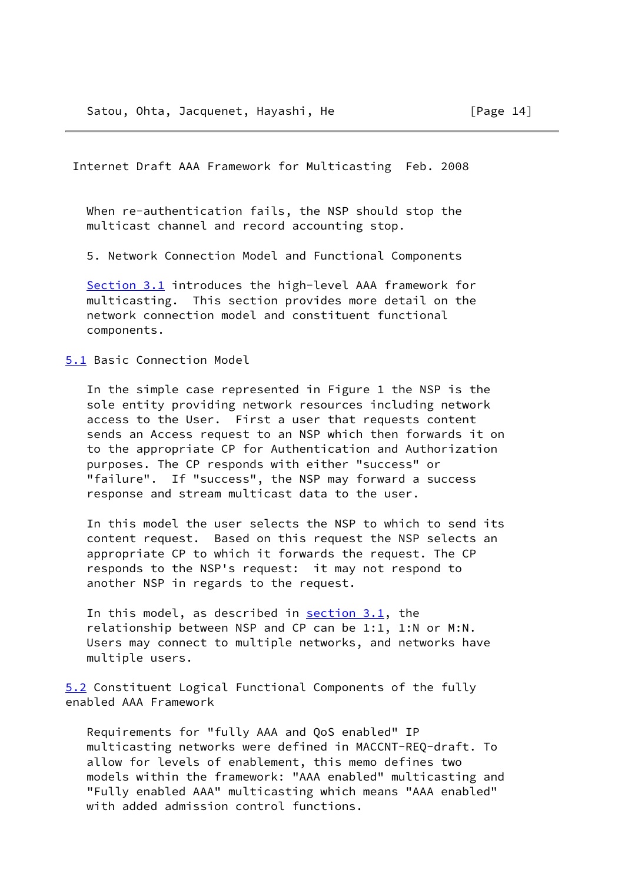When re-authentication fails, the NSP should stop the multicast channel and record accounting stop.

# 5. Network Connection Model and Functional Components

Section 3.1 introduces the high-level AAA framework for multicasting. This section provides more detail on the network connection model and constituent functional components.

## 5.1 Basic Connection Model

In the simple case represented in Figure 1 the NSP is the sole entity providing network resources including network access to the User. First a user that requests content sends an Access request to an NSP which then forwards it on to the appropriate CP for Authentication and Authorization purposes. The CP responds with either "success" or "failure". If "success", the NSP may forward a success response and stream multicast data to the user.

In this model the user selects the NSP to which to send its content request. Based on this request the NSP selects an appropriate CP to which it forwards the request. The CP responds to the NSP's request: it may not respond to another NSP in regards to the request.

In this model, as described in section 3.1, the relationship between NSP and CP can be 1:1, 1:N or M:N. Users may connect to multiple networks, and networks have multiple users.

## 5.2 Constituent Logical Functional Components of the fully enabled AAA Framework

Requirements for "fully AAA and QoS enabled" IP multicasting networks were defined in MACCNT-REQ-draft. To allow for levels of enablement, this memo defines two models within the framework: "AAA enabled" multicasting and "Fully enabled AAA" multicasting which means "AAA enabled" with added admission control functions.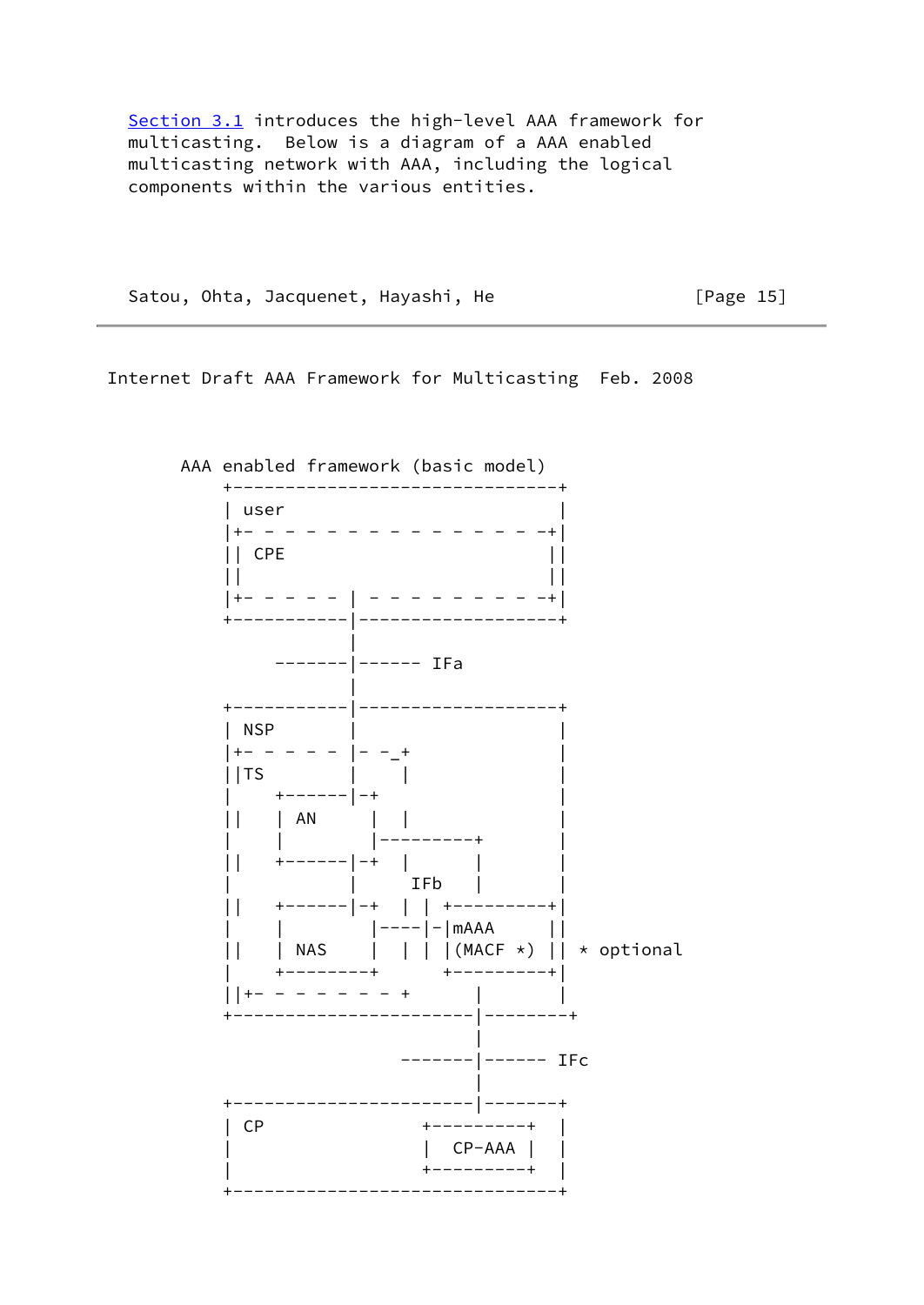Section 3.1 introduces the high-level AAA framework for multicasting. Below is a diagram of a AAA enabled multicasting network with AAA, including the logical components within the various entities.

```
       AAA enabled framework (basic model)
          +--------------------------------+
          | user                           |
          |+- - - - - - - - - - - - - - - -+|
          || CPE                           ||
          ||                               ||
          |+- - - - - | - - - - - - - - -+|
          +-----------|--------------------+
                      |
               -------|------ IFa
                      |
          +-----------|--------------------+
          | NSP       |                    |
          |+- - - - - |- -_+               |
          ||TS        |    |               |
          |    +------|-+                  |
          ||   | AN     |  |               |
          |    |        |---------+        |
          ||   +------|-+  |      |        |
          |           |     IFb   |        |
          ||   +------|-+  | | +----------+|
          |    |        |----|-|mAAA      ||
          ||   | NAS    |  | | |(MACF *)  || * optional
          |    +--------+      +----------+|
          ||+- - - - - - - +      |        |
          +-----------------------|--------+
                                  |
                          --------|------ IFc
                                  |
          +-----------------------|-------+
          | CP                +---------+  |
          |                   |  CP-AAA |  |
          |                   +---------+  |
          +--------------------------------+
```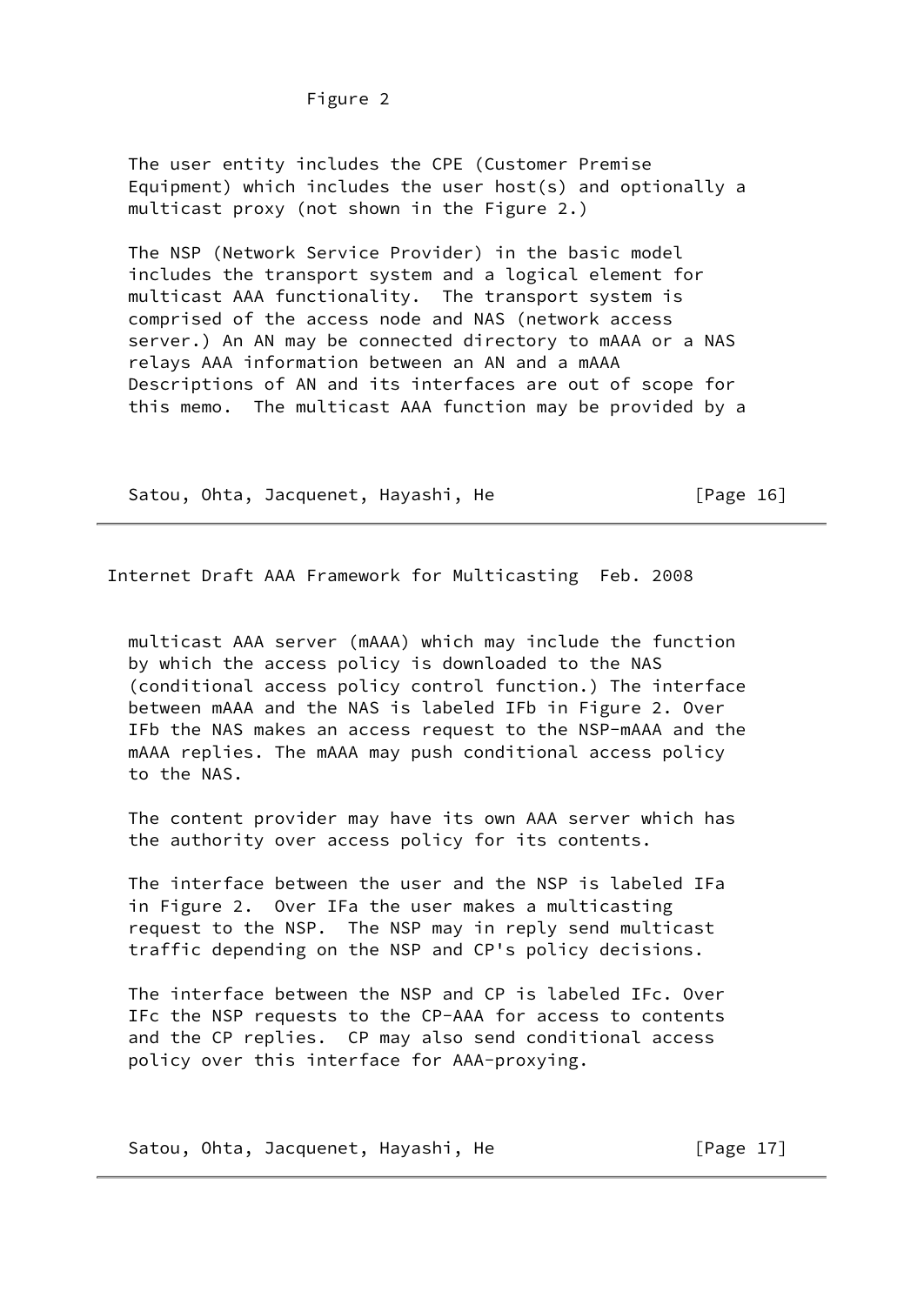Figure 2

The user entity includes the CPE (Customer Premise Equipment) which includes the user host(s) and optionally a multicast proxy (not shown in the Figure 2.)

The NSP (Network Service Provider) in the basic model includes the transport system and a logical element for multicast AAA functionality. The transport system is comprised of the access node and NAS (network access server.) An AN may be connected directory to mAAA or a NAS relays AAA information between an AN and a mAAA Descriptions of AN and its interfaces are out of scope for this memo. The multicast AAA function may be provided by a multicast AAA server (mAAA) which may include the function by which the access policy is downloaded to the NAS (conditional access policy control function.) The interface between mAAA and the NAS is labeled IFb in Figure 2. Over IFb the NAS makes an access request to the NSP-mAAA and the mAAA replies. The mAAA may push conditional access policy to the NAS.

The content provider may have its own AAA server which has the authority over access policy for its contents.

The interface between the user and the NSP is labeled IFa in Figure 2. Over IFa the user makes a multicasting request to the NSP. The NSP may in reply send multicast traffic depending on the NSP and CP's policy decisions.

The interface between the NSP and CP is labeled IFc. Over IFc the NSP requests to the CP-AAA for access to contents and the CP replies. CP may also send conditional access policy over this interface for AAA-proxying.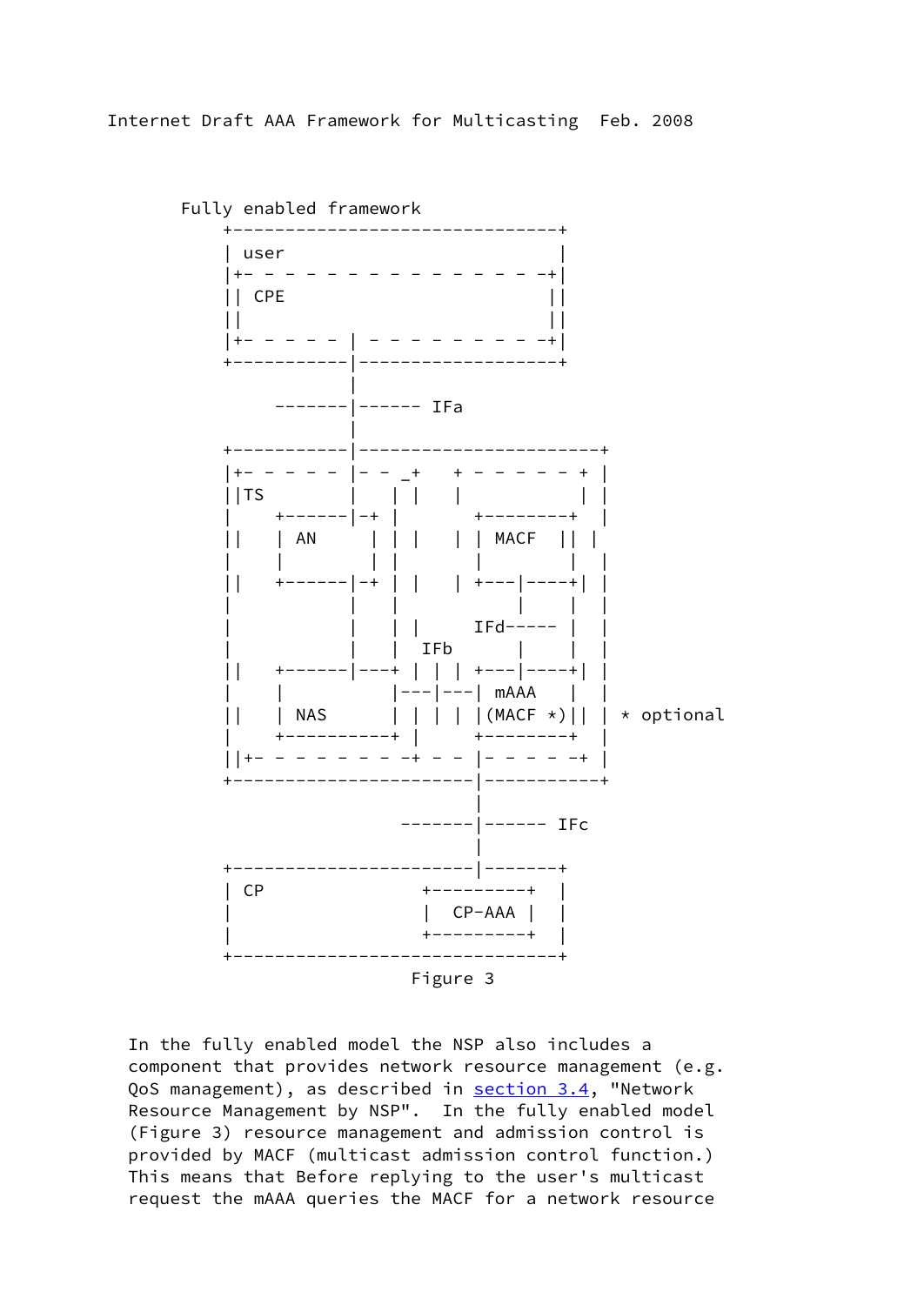Fully enabled framework

```
      +--------------------------------+
      | user                           |
      |+- - - - - - - - - - - - - - - -+|
      || CPE                          ||
      ||                              ||
      |+- - - - - | - - - - - - - - -+|
      +-----------|--------------------+
                  |
          -------|------ IFa
                  |
      +-----------|----------------------+
      |+- - - - - |- - _+   + - - - - - + |
      ||TS        |   | |   |          | |
      |    +------|-+ |       +--------+  |
      ||   | AN     | | |   | | MACF  || |
      |    |        | |       |        |  |
      ||   +------|-+ | |   | +---|----+| |
      |           |   |           |    |  |
      |           |   | |     IFd-----  |  |
      |           |   |  IFb      |    |  |
      ||   +------|---+ | | | +---|----+| |
      |    |          |---|---| mAAA   |  |
      ||   | NAS      | | | | |(MACF *)|| | * optional
      |    +----------+ |     +--------+  |
      ||+- - - - - - - -+ - - |- - - - -+ |
      +-----------------------|-----------+
                              |
                      -------|------ IFc
                              |
      +-----------------------|-------+
      | CP               +---------+  |
      |                  | CP-AAA  |  |
      |                  +---------+  |
      +-------------------------------+
```

Figure 3

In the fully enabled model the NSP also includes a component that provides network resource management (e.g. QoS management), as described in section 3.4, "Network Resource Management by NSP". In the fully enabled model (Figure 3) resource management and admission control is provided by MACF (multicast admission control function.) This means that Before replying to the user's multicast request the mAAA queries the MACF for a network resource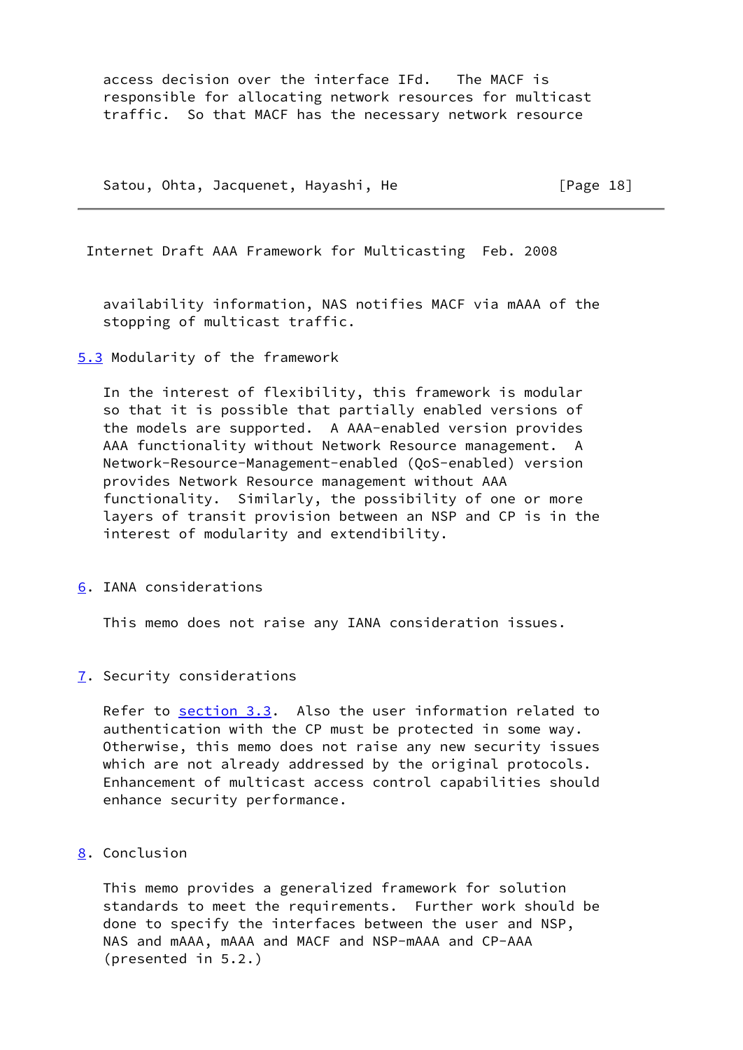access decision over the interface IFd. The MACF is responsible for allocating network resources for multicast traffic. So that MACF has the necessary network resource availability information, NAS notifies MACF via mAAA of the stopping of multicast traffic.

### 5.3 Modularity of the framework

In the interest of flexibility, this framework is modular so that it is possible that partially enabled versions of the models are supported. A AAA-enabled version provides AAA functionality without Network Resource management. A Network-Resource-Management-enabled (QoS-enabled) version provides Network Resource management without AAA functionality. Similarly, the possibility of one or more layers of transit provision between an NSP and CP is in the interest of modularity and extendibility.

## 6. IANA considerations

This memo does not raise any IANA consideration issues.

## 7. Security considerations

Refer to section 3.3. Also the user information related to authentication with the CP must be protected in some way. Otherwise, this memo does not raise any new security issues which are not already addressed by the original protocols. Enhancement of multicast access control capabilities should enhance security performance.

## 8. Conclusion

This memo provides a generalized framework for solution standards to meet the requirements. Further work should be done to specify the interfaces between the user and NSP, NAS and mAAA, mAAA and MACF and NSP-mAAA and CP-AAA (presented in 5.2.)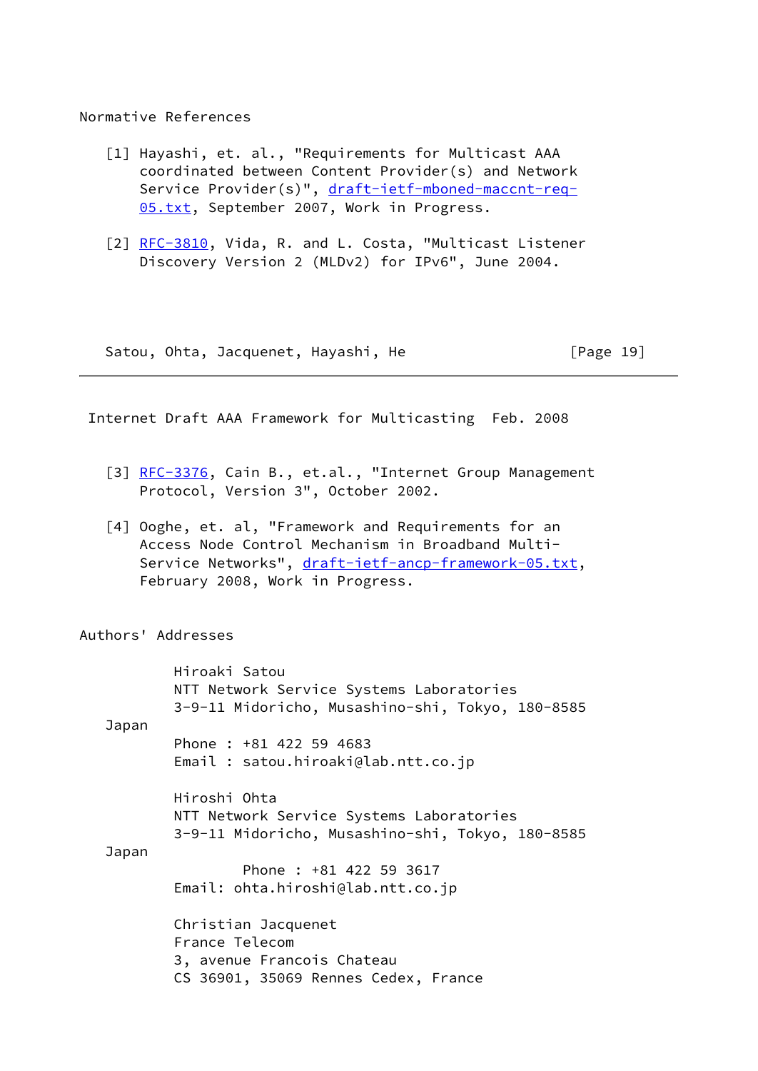## Normative References

[1] Hayashi, et. al., "Requirements for Multicast AAA coordinated between Content Provider(s) and Network Service Provider(s)", draft-ietf-mboned-maccnt-req-05.txt, September 2007, Work in Progress.

[2] RFC-3810, Vida, R. and L. Costa, "Multicast Listener Discovery Version 2 (MLDv2) for IPv6", June 2004.

[3] RFC-3376, Cain B., et.al., "Internet Group Management Protocol, Version 3", October 2002.

[4] Ooghe, et. al, "Framework and Requirements for an Access Node Control Mechanism in Broadband Multi-Service Networks", draft-ietf-ancp-framework-05.txt, February 2008, Work in Progress.

## Authors' Addresses

Hiroaki Satou
NTT Network Service Systems Laboratories
3-9-11 Midoricho, Musashino-shi, Tokyo, 180-8585
Japan
Phone : +81 422 59 4683
Email : satou.hiroaki@lab.ntt.co.jp

Hiroshi Ohta
NTT Network Service Systems Laboratories
3-9-11 Midoricho, Musashino-shi, Tokyo, 180-8585
Japan
Phone : +81 422 59 3617
Email: ohta.hiroshi@lab.ntt.co.jp

Christian Jacquenet
France Telecom
3, avenue Francois Chateau
CS 36901, 35069 Rennes Cedex, France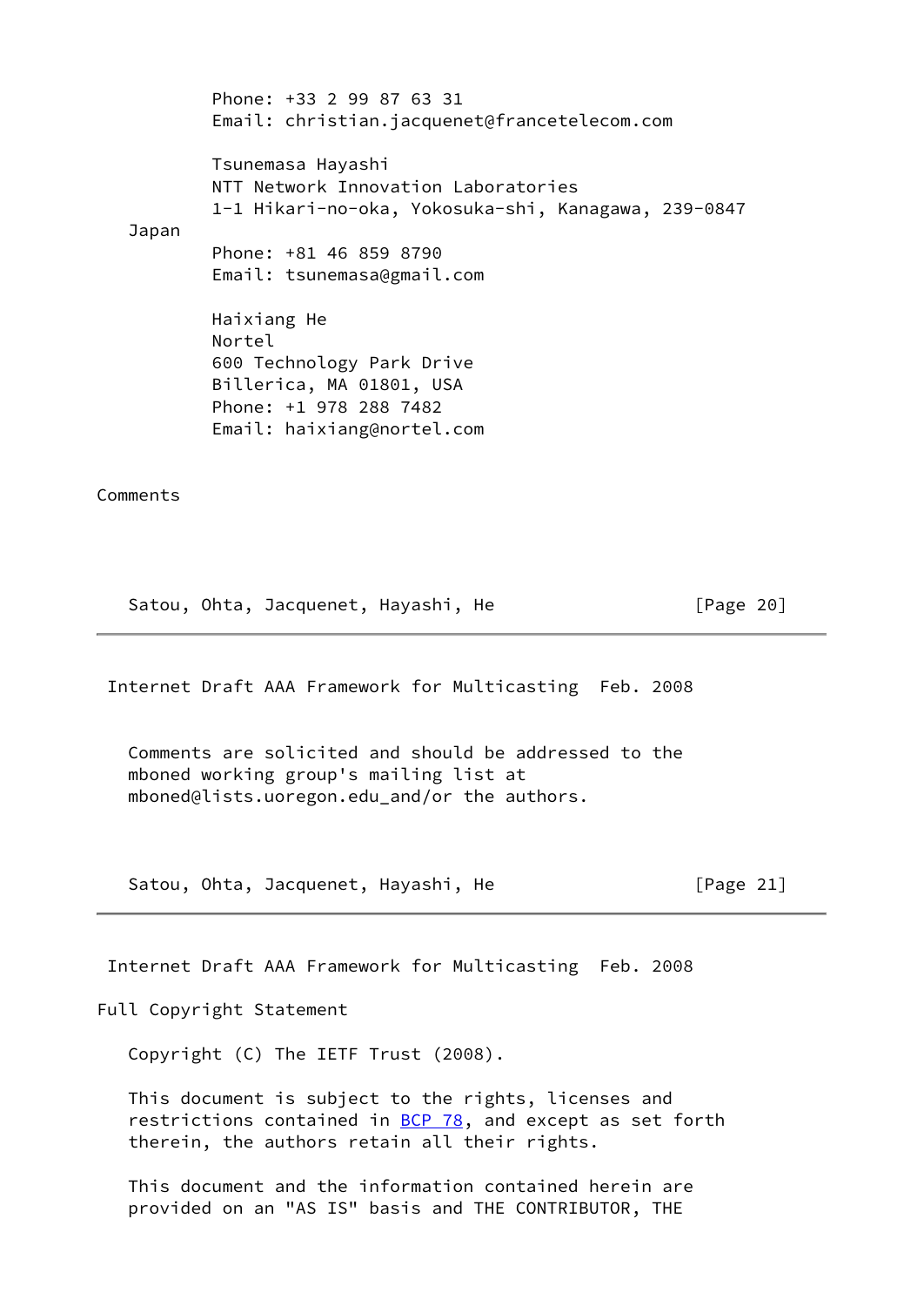Phone: +33 2 99 87 63 31
Email: christian.jacquenet@francetelecom.com

Tsunemasa Hayashi
NTT Network Innovation Laboratories
1-1 Hikari-no-oka, Yokosuka-shi, Kanagawa, 239-0847
Japan
Phone: +81 46 859 8790
Email: tsunemasa@gmail.com

Haixiang He
Nortel
600 Technology Park Drive
Billerica, MA 01801, USA
Phone: +1 978 288 7482
Email: haixiang@nortel.com

## Comments

Comments are solicited and should be addressed to the mboned working group's mailing list at mboned@lists.uoregon.edu_and/or the authors.

## Full Copyright Statement

Copyright (C) The IETF Trust (2008).

This document is subject to the rights, licenses and restrictions contained in BCP 78, and except as set forth therein, the authors retain all their rights.

This document and the information contained herein are provided on an "AS IS" basis and THE CONTRIBUTOR, THE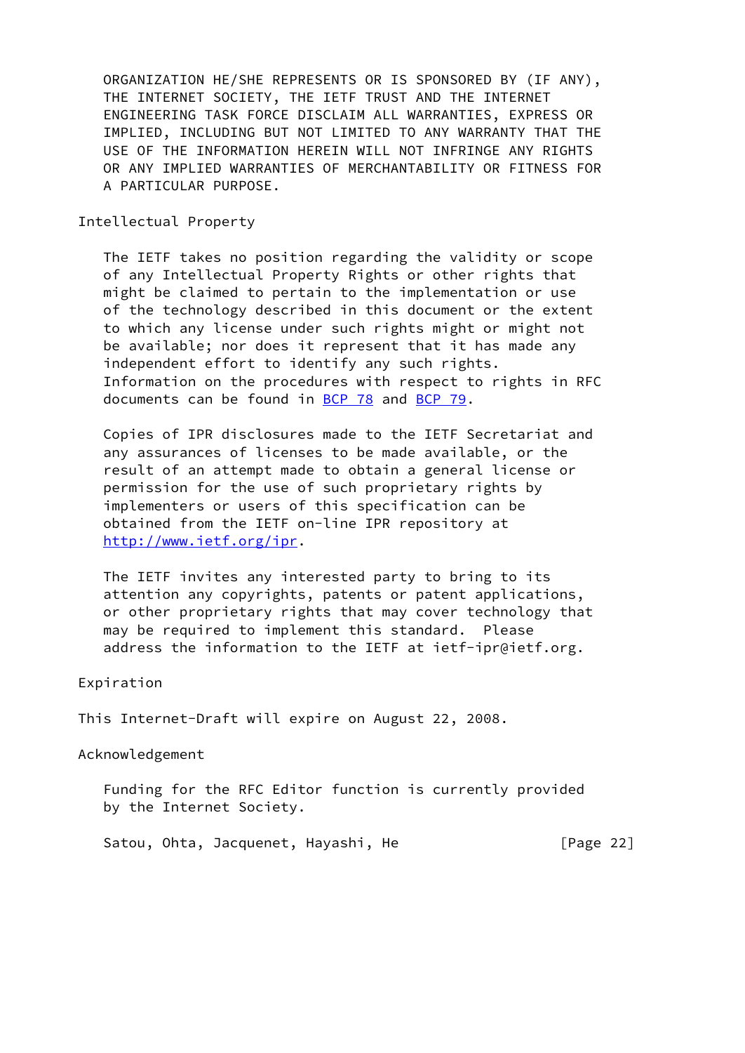ORGANIZATION HE/SHE REPRESENTS OR IS SPONSORED BY (IF ANY), THE INTERNET SOCIETY, THE IETF TRUST AND THE INTERNET ENGINEERING TASK FORCE DISCLAIM ALL WARRANTIES, EXPRESS OR IMPLIED, INCLUDING BUT NOT LIMITED TO ANY WARRANTY THAT THE USE OF THE INFORMATION HEREIN WILL NOT INFRINGE ANY RIGHTS OR ANY IMPLIED WARRANTIES OF MERCHANTABILITY OR FITNESS FOR A PARTICULAR PURPOSE.

## Intellectual Property

The IETF takes no position regarding the validity or scope of any Intellectual Property Rights or other rights that might be claimed to pertain to the implementation or use of the technology described in this document or the extent to which any license under such rights might or might not be available; nor does it represent that it has made any independent effort to identify any such rights. Information on the procedures with respect to rights in RFC documents can be found in BCP 78 and BCP 79.

Copies of IPR disclosures made to the IETF Secretariat and any assurances of licenses to be made available, or the result of an attempt made to obtain a general license or permission for the use of such proprietary rights by implementers or users of this specification can be obtained from the IETF on-line IPR repository at http://www.ietf.org/ipr.

The IETF invites any interested party to bring to its attention any copyrights, patents or patent applications, or other proprietary rights that may cover technology that may be required to implement this standard. Please address the information to the IETF at ietf-ipr@ietf.org.

## Expiration

This Internet-Draft will expire on August 22, 2008.

## Acknowledgement

Funding for the RFC Editor function is currently provided by the Internet Society.